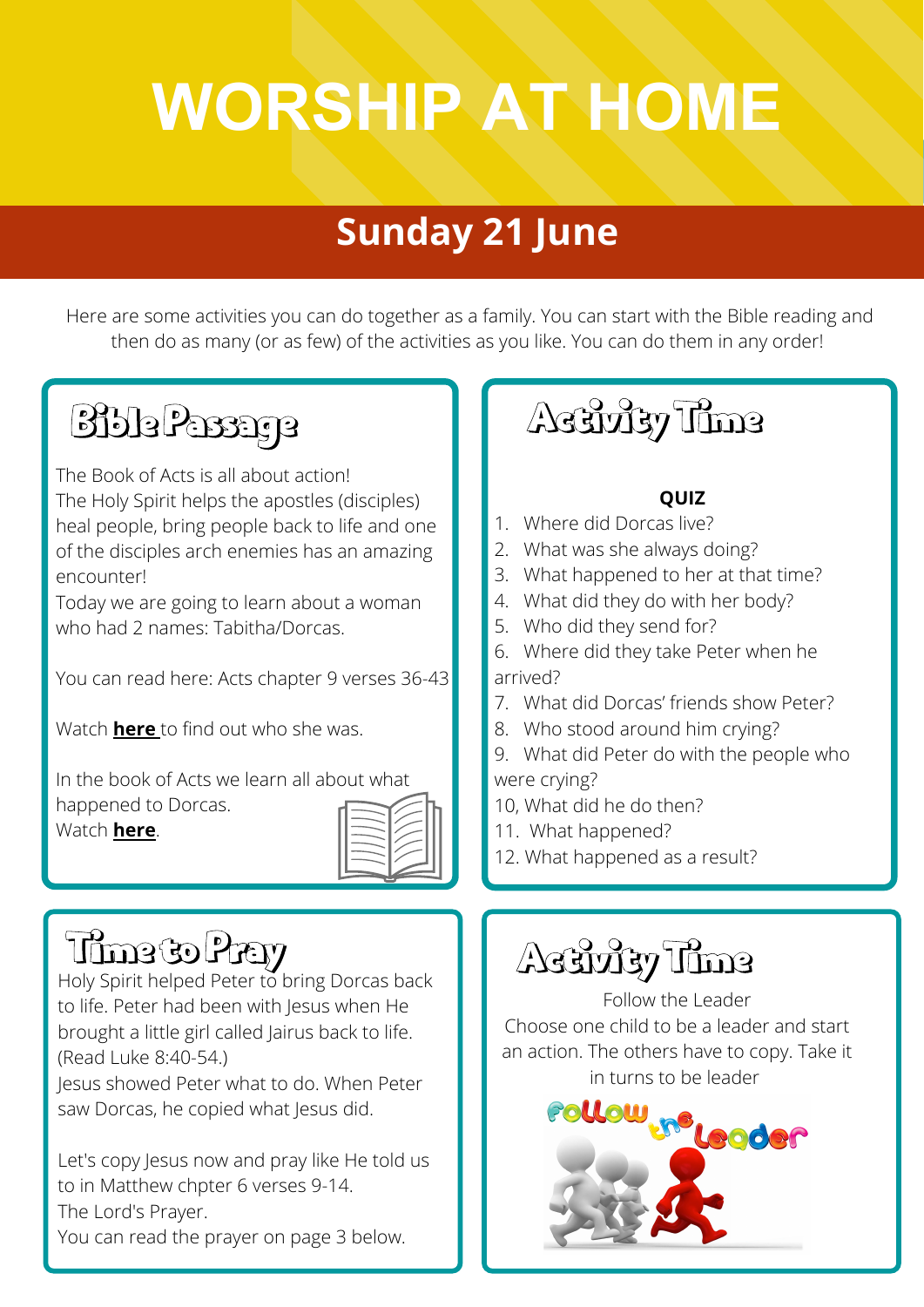# WORSHIP AT HOME

## Sunday 21 June

Here are some activities you can do together as a family. You can start with the Bible reading and then do as many (or as few) of the activities as you like. You can do them in any order!

### Bible Passage

The Book of Acts is all about action!
The Holy Spirit helps the apostles (disciples) heal people, bring people back to life and one of the disciples arch enemies has an amazing encounter!
Today we are going to learn about a woman who had 2 names: Tabitha/Dorcas.

You can read here: Acts chapter 9 verses 36-43

Watch **here** to find out who she was.

In the book of Acts we learn all about what happened to Dorcas.
Watch **here**.

### Activity Time

**QUIZ**

1. Where did Dorcas live?
2. What was she always doing?
3. What happened to her at that time?
4. What did they do with her body?
5. Who did they send for?
6. Where did they take Peter when he arrived?
7. What did Dorcas' friends show Peter?
8. Who stood around him crying?
9. What did Peter do with the people who were crying?
10, What did he do then?
11. What happened?
12. What happened as a result?

### Time to Pray

Holy Spirit helped Peter to bring Dorcas back to life. Peter had been with Jesus when He brought a little girl called Jairus back to life. (Read Luke 8:40-54.)
Jesus showed Peter what to do. When Peter saw Dorcas, he copied what Jesus did.

Let's copy Jesus now and pray like He told us to in Matthew chpter 6 verses 9-14.
The Lord's Prayer.
You can read the prayer on page 3 below.

### Activity Time

Follow the Leader
Choose one child to be a leader and start an action. The others have to copy. Take it in turns to be leader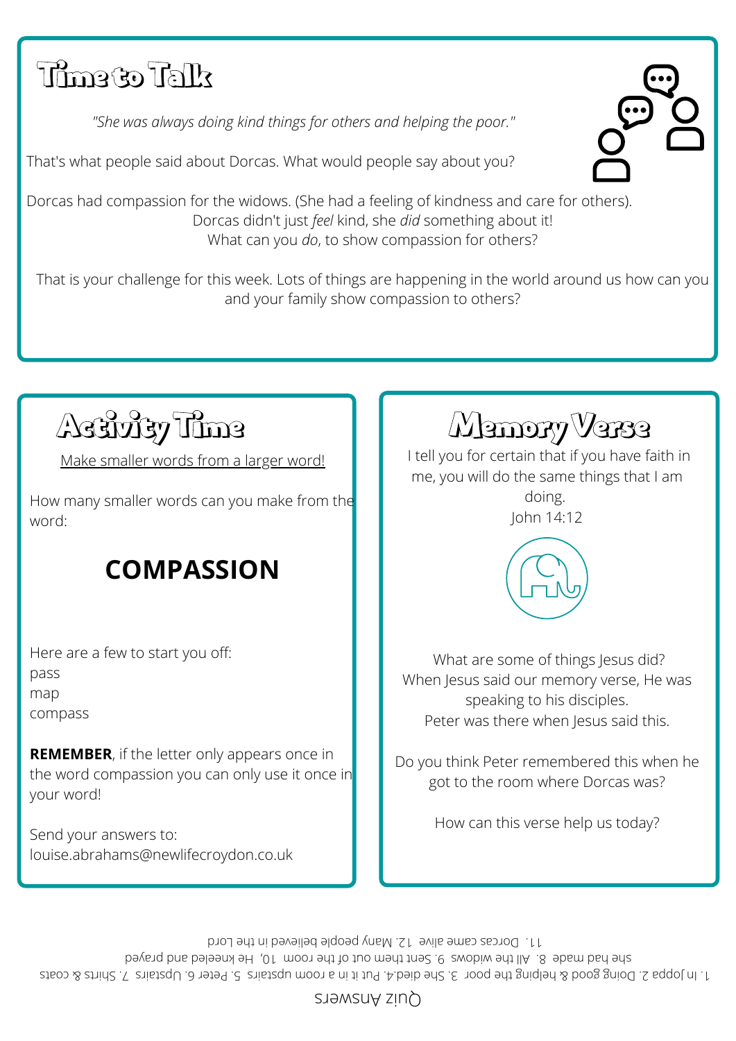## Time to Talk

*"She was always doing kind things for others and helping the poor."*

That's what people said about Dorcas. What would people say about you?

Dorcas had compassion for the widows. (She had a feeling of kindness and care for others).
Dorcas didn't just *feel* kind, she *did* something about it!
What can you *do*, to show compassion for others?

That is your challenge for this week. Lots of things are happening in the world around us how can you and your family show compassion to others?

## Activity Time

Make smaller words from a larger word!

How many smaller words can you make from the word:

# COMPASSION

Here are a few to start you off:
pass
map
compass

**REMEMBER**, if the letter only appears once in the word compassion you can only use it once in your word!

Send your answers to:
louise.abrahams@newlifecroydon.co.uk

## Memory Verse

I tell you for certain that if you have faith in me, you will do the same things that I am doing.
John 14:12

What are some of things Jesus did?
When Jesus said our memory verse, He was speaking to his disciples.
Peter was there when Jesus said this.

Do you think Peter remembered this when he got to the room where Dorcas was?

How can this verse help us today?

Quiz Answers

1. In Joppa 2. Doing good & helping the poor 3. She died. 4. Put it in a room upstairs 5. Peter 6. Upstairs 7. Shirts & coats she had made 8. All the widows 9. Sent them out of the room 10, He kneeled and prayed 11. Dorcas came alive 12. Many people believed in the Lord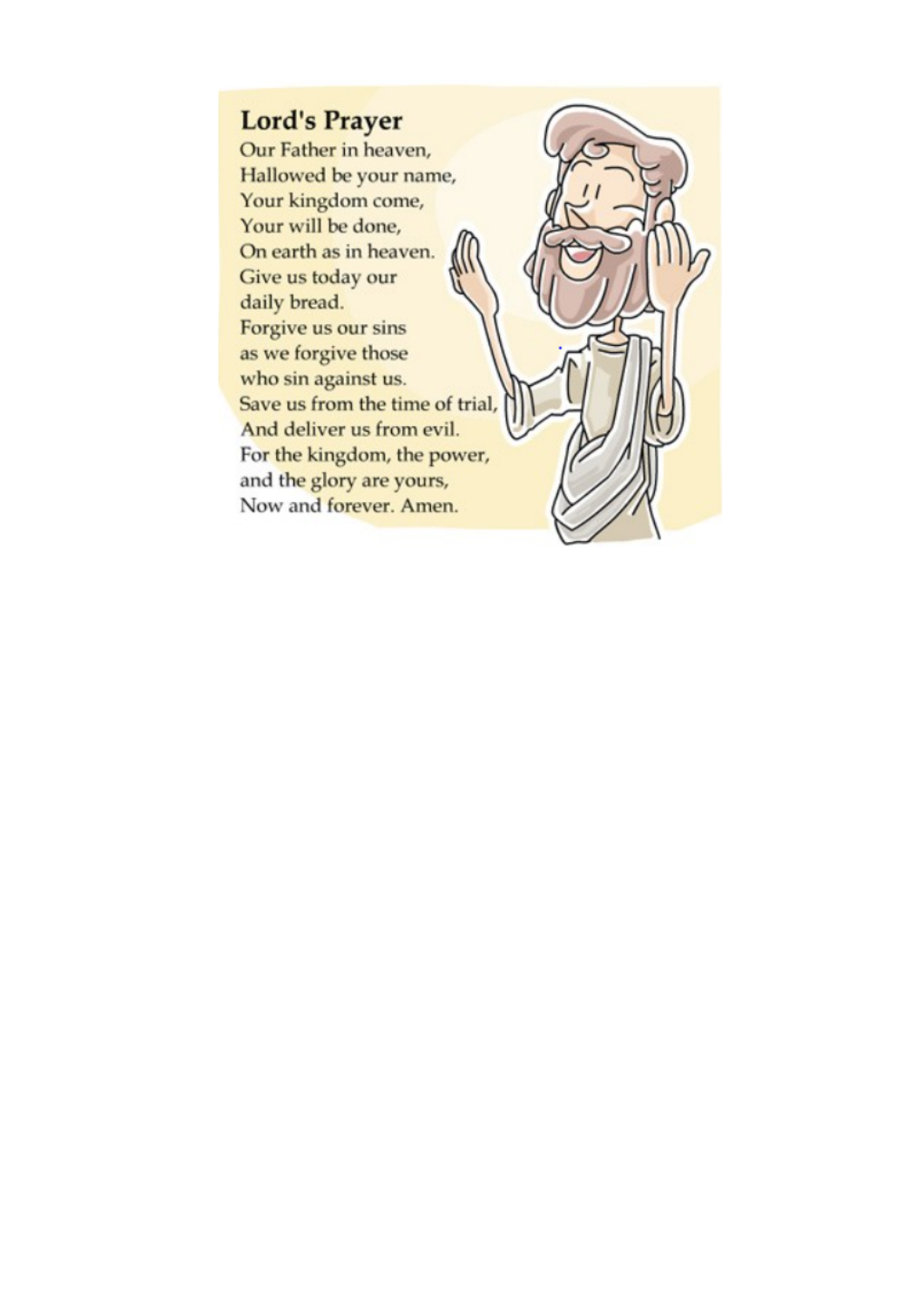## Lord's Prayer

Our Father in heaven,
Hallowed be your name,
Your kingdom come,
Your will be done,
On earth as in heaven.
Give us today our
daily bread.
Forgive us our sins
as we forgive those
who sin against us.
Save us from the time of trial,
And deliver us from evil.
For the kingdom, the power,
and the glory are yours,
Now and forever. Amen.